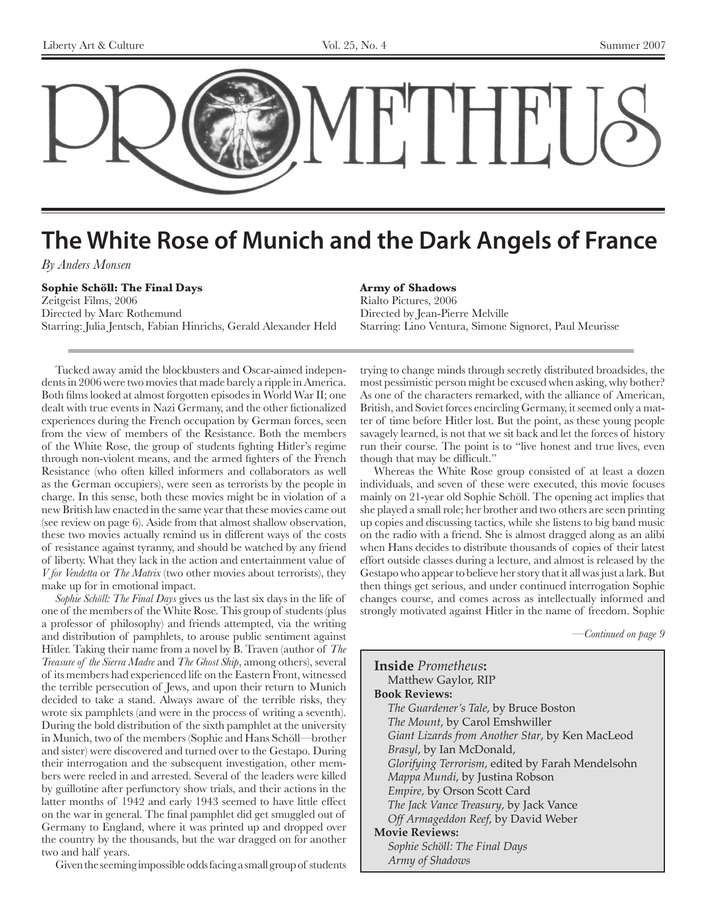# PROMETHEUS

## The White Rose of Munich and the Dark Angels of France

*By Anders Monsen*

**Sophie Schöll: The Final Days**
Zeitgeist Films, 2006
Directed by Marc Rothemund
Starring: Julia Jentsch, Fabian Hinrichs, Gerald Alexander Held

**Army of Shadows**
Rialto Pictures, 2006
Directed by Jean-Pierre Melville
Starring: Lino Ventura, Simone Signoret, Paul Meurisse

Tucked away amid the blockbusters and Oscar-aimed independents in 2006 were two movies that made barely a ripple in America. Both films looked at almost forgotten episodes in World War II; one dealt with true events in Nazi Germany, and the other fictionalized experiences during the French occupation by German forces, seen from the view of members of the Resistance. Both the members of the White Rose, the group of students fighting Hitler's regime through non-violent means, and the armed fighters of the French Resistance (who often killed informers and collaborators as well as the German occupiers), were seen as terrorists by the people in charge. In this sense, both these movies might be in violation of a new British law enacted in the same year that these movies came out (see review on page 6). Aside from that almost shallow observation, these two movies actually remind us in different ways of the costs of resistance against tyranny, and should be watched by any friend of liberty. What they lack in the action and entertainment value of *V for Vendetta* or *The Matrix* (two other movies about terrorists), they make up for in emotional impact.

*Sophie Schöll: The Final Days* gives us the last six days in the life of one of the members of the White Rose. This group of students (plus a professor of philosophy) and friends attempted, via the writing and distribution of pamphlets, to arouse public sentiment against Hitler. Taking their name from a novel by B. Traven (author of *The Treasure of the Sierra Madre* and *The Ghost Ship*, among others), several of its members had experienced life on the Eastern Front, witnessed the terrible persecution of Jews, and upon their return to Munich decided to take a stand. Always aware of the terrible risks, they wrote six pamphlets (and were in the process of writing a seventh). During the bold distribution of the sixth pamphlet at the university in Munich, two of the members (Sophie and Hans Schöll—brother and sister) were discovered and turned over to the Gestapo. During their interrogation and the subsequent investigation, other members were reeled in and arrested. Several of the leaders were killed by guillotine after perfunctory show trials, and their actions in the latter months of 1942 and early 1943 seemed to have little effect on the war in general. The final pamphlet did get smuggled out of Germany to England, where it was printed up and dropped over the country by the thousands, but the war dragged on for another two and half years.

Given the seeming impossible odds facing a small group of students trying to change minds through secretly distributed broadsides, the most pessimistic person might be excused when asking, why bother? As one of the characters remarked, with the alliance of American, British, and Soviet forces encircling Germany, it seemed only a matter of time before Hitler lost. But the point, as these young people savagely learned, is not that we sit back and let the forces of history run their course. The point is to "live honest and true lives, even though that may be difficult."

Whereas the White Rose group consisted of at least a dozen individuals, and seven of these were executed, this movie focuses mainly on 21-year old Sophie Schöll. The opening act implies that she played a small role; her brother and two others are seen printing up copies and discussing tactics, while she listens to big band music on the radio with a friend. She is almost dragged along as an alibi when Hans decides to distribute thousands of copies of their latest effort outside classes during a lecture, and almost is released by the Gestapo who appear to believe her story that it all was just a lark. But then things get serious, and under continued interrogation Sophie changes course, and comes across as intellectually informed and strongly motivated against Hitler in the name of freedom. Sophie

*—Continued on page 9*

**Inside** *Prometheus***:**
Matthew Gaylor, RIP
**Book Reviews:**
*The Guardener's Tale*, by Bruce Boston
*The Mount*, by Carol Emshwiller
*Giant Lizards from Another Star*, by Ken MacLeod
*Brasyl*, by Ian McDonald,
*Glorifying Terrorism*, edited by Farah Mendelsohn
*Mappa Mundi*, by Justina Robson
*Empire*, by Orson Scott Card
*The Jack Vance Treasury*, by Jack Vance
*Off Armageddon Reef*, by David Weber
**Movie Reviews:**
*Sophie Schöll: The Final Days*
*Army of Shadows*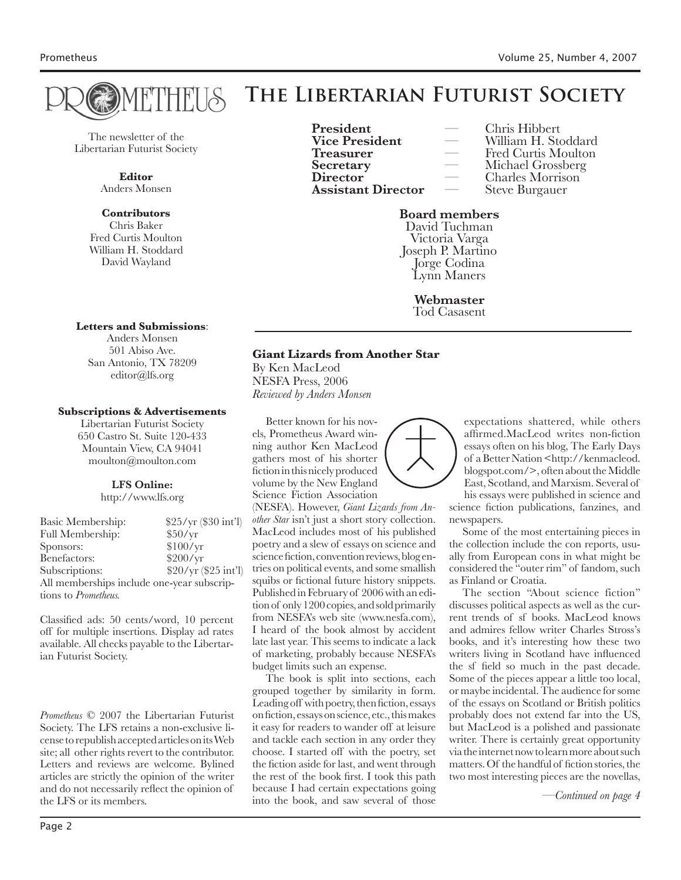# PROMETHEUS

The newsletter of the Libertarian Futurist Society

**Editor**
Anders Monsen

**Contributors**
Chris Baker
Fred Curtis Moulton
William H. Stoddard
David Wayland

**Letters and Submissions**:
Anders Monsen
501 Abiso Ave.
San Antonio, TX 78209
editor@lfs.org

**Subscriptions & Advertisements**
Libertarian Futurist Society
650 Castro St. Suite 120-433
Mountain View, CA 94041
moulton@moulton.com

**LFS Online:**
http://www.lfs.org

| | |
|---|---|
| Basic Membership: | $25/yr ($30 int'l) |
| Full Membership: | $50/yr |
| Sponsors: | $100/yr |
| Benefactors: | $200/yr |
| Subscriptions: | $20/yr ($25 int'l) |

All memberships include one-year subscriptions to *Prometheus*.

Classified ads: 50 cents/word, 10 percent off for multiple insertions. Display ad rates available. All checks payable to the Libertarian Futurist Society.

*Prometheus* © 2007 the Libertarian Futurist Society. The LFS retains a non-exclusive license to republish accepted articles on its Web site; all other rights revert to the contributor. Letters and reviews are welcome. Bylined articles are strictly the opinion of the writer and do not necessarily reflect the opinion of the LFS or its members.

# The Libertarian Futurist Society

**President** — Chris Hibbert
**Vice President** — William H. Stoddard
**Treasurer** — Fred Curtis Moulton
**Secretary** — Michael Grossberg
**Director** — Charles Morrison
**Assistant Director** — Steve Burgauer

**Board members**
David Tuchman
Victoria Varga
Joseph P. Martino
Jorge Codina
Lynn Maners

**Webmaster**
Tod Casasent

## Giant Lizards from Another Star

By Ken MacLeod
NESFA Press, 2006
*Reviewed by Anders Monsen*

Better known for his novels, Prometheus Award winning author Ken MacLeod gathers most of his shorter fiction in this nicely produced volume by the New England Science Fiction Association (NESFA). However, *Giant Lizards from Another Star* isn't just a short story collection. MacLeod includes most of his published poetry and a slew of essays on science and science fiction, convention reviews, blog entries on political events, and some smallish squibs or fictional future history snippets. Published in February of 2006 with an edition of only 1200 copies, and sold primarily from NESFA's web site (www.nesfa.com), I heard of the book almost by accident late last year. This seems to indicate a lack of marketing, probably because NESFA's budget limits such an expense.

The book is split into sections, each grouped together by similarity in form. Leading off with poetry, then fiction, essays on fiction, essays on science, etc., this makes it easy for readers to wander off at leisure and tackle each section in any order they choose. I started off with the poetry, set the fiction aside for last, and went through the rest of the book first. I took this path because I had certain expectations going into the book, and saw several of those expectations shattered, while others affirmed.MacLeod writes non-fiction essays often on his blog, The Early Days of a Better Nation <http://kenmacleod.blogspot.com/>, often about the Middle East, Scotland, and Marxism. Several of his essays were published in science and science fiction publications, fanzines, and newspapers.

Some of the most entertaining pieces in the collection include the con reports, usually from European cons in what might be considered the "outer rim" of fandom, such as Finland or Croatia.

The section "About science fiction" discusses political aspects as well as the current trends of sf books. MacLeod knows and admires fellow writer Charles Stross's books, and it's interesting how these two writers living in Scotland have influenced the sf field so much in the past decade. Some of the pieces appear a little too local, or maybe incidental. The audience for some of the essays on Scotland or British politics probably does not extend far into the US, but MacLeod is a polished and passionate writer. There is certainly great opportunity via the internet now to learn more about such matters. Of the handful of fiction stories, the two most interesting pieces are the novellas,

*—Continued on page 4*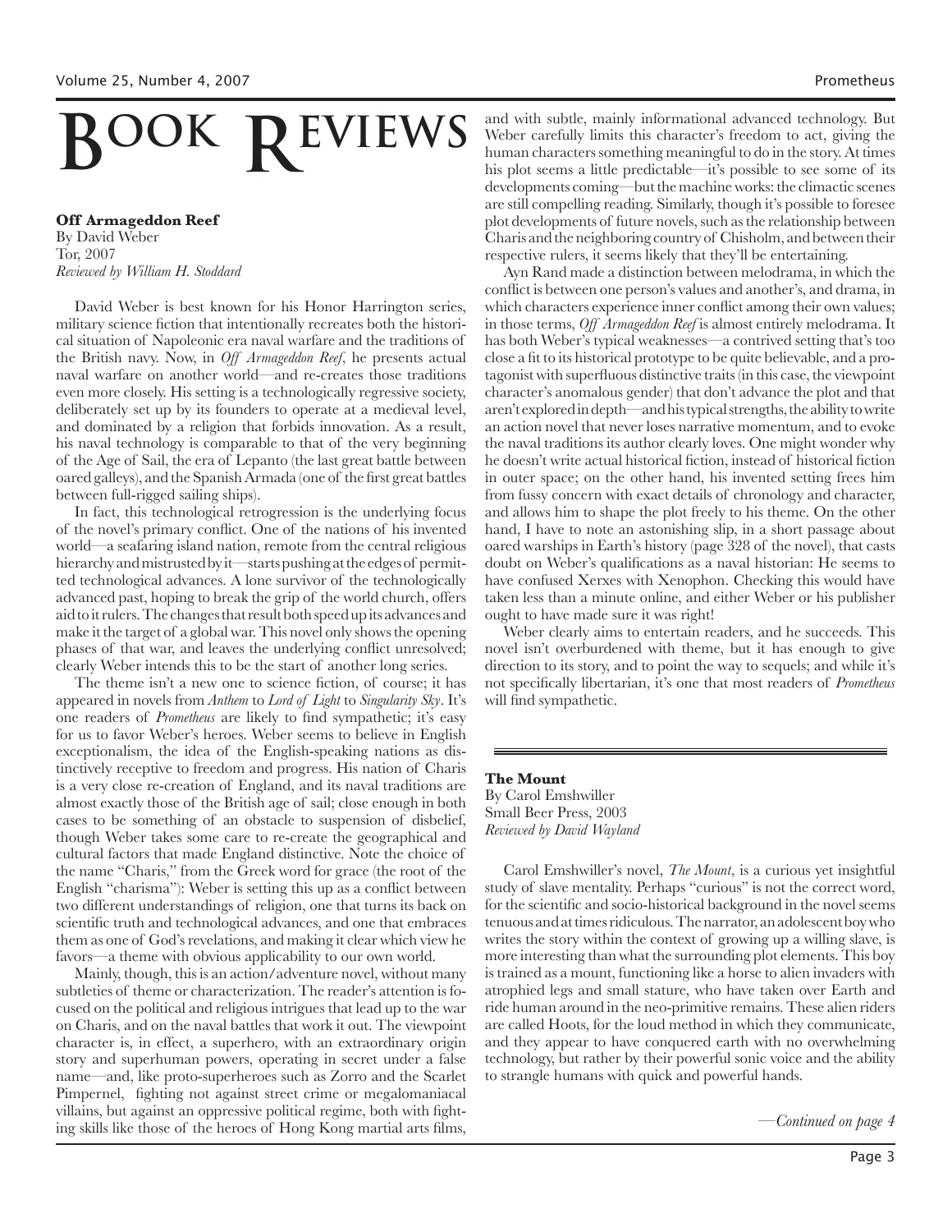# Book Reviews

**Off Armageddon Reef**
By David Weber
Tor, 2007
*Reviewed by William H. Stoddard*

David Weber is best known for his Honor Harrington series, military science fiction that intentionally recreates both the historical situation of Napoleonic era naval warfare and the traditions of the British navy. Now, in *Off Armageddon Reef*, he presents actual naval warfare on another world—and re-creates those traditions even more closely. His setting is a technologically regressive society, deliberately set up by its founders to operate at a medieval level, and dominated by a religion that forbids innovation. As a result, his naval technology is comparable to that of the very beginning of the Age of Sail, the era of Lepanto (the last great battle between oared galleys), and the Spanish Armada (one of the first great battles between full-rigged sailing ships).

In fact, this technological retrogression is the underlying focus of the novel's primary conflict. One of the nations of his invented world—a seafaring island nation, remote from the central religious hierarchy and mistrusted by it—starts pushing at the edges of permitted technological advances. A lone survivor of the technologically advanced past, hoping to break the grip of the world church, offers aid to it rulers. The changes that result both speed up its advances and make it the target of a global war. This novel only shows the opening phases of that war, and leaves the underlying conflict unresolved; clearly Weber intends this to be the start of another long series.

The theme isn't a new one to science fiction, of course; it has appeared in novels from *Anthem* to *Lord of Light* to *Singularity Sky*. It's one readers of *Prometheus* are likely to find sympathetic; it's easy for us to favor Weber's heroes. Weber seems to believe in English exceptionalism, the idea of the English-speaking nations as distinctively receptive to freedom and progress. His nation of Charis is a very close re-creation of England, and its naval traditions are almost exactly those of the British age of sail; close enough in both cases to be something of an obstacle to suspension of disbelief, though Weber takes some care to re-create the geographical and cultural factors that made England distinctive. Note the choice of the name "Charis," from the Greek word for grace (the root of the English "charisma"): Weber is setting this up as a conflict between two different understandings of religion, one that turns its back on scientific truth and technological advances, and one that embraces them as one of God's revelations, and making it clear which view he favors—a theme with obvious applicability to our own world.

Mainly, though, this is an action/adventure novel, without many subtleties of theme or characterization. The reader's attention is focused on the political and religious intrigues that lead up to the war on Charis, and on the naval battles that work it out. The viewpoint character is, in effect, a superhero, with an extraordinary origin story and superhuman powers, operating in secret under a false name—and, like proto-superheroes such as Zorro and the Scarlet Pimpernel, fighting not against street crime or megalomaniacal villains, but against an oppressive political regime, both with fighting skills like those of the heroes of Hong Kong martial arts films, and with subtle, mainly informational advanced technology. But Weber carefully limits this character's freedom to act, giving the human characters something meaningful to do in the story. At times his plot seems a little predictable—it's possible to see some of its developments coming—but the machine works: the climactic scenes are still compelling reading. Similarly, though it's possible to foresee plot developments of future novels, such as the relationship between Charis and the neighboring country of Chisholm, and between their respective rulers, it seems likely that they'll be entertaining.

Ayn Rand made a distinction between melodrama, in which the conflict is between one person's values and another's, and drama, in which characters experience inner conflict among their own values; in those terms, *Off Armageddon Reef* is almost entirely melodrama. It has both Weber's typical weaknesses—a contrived setting that's too close a fit to its historical prototype to be quite believable, and a protagonist with superfluous distinctive traits (in this case, the viewpoint character's anomalous gender) that don't advance the plot and that aren't explored in depth—and his typical strengths, the ability to write an action novel that never loses narrative momentum, and to evoke the naval traditions its author clearly loves. One might wonder why he doesn't write actual historical fiction, instead of historical fiction in outer space; on the other hand, his invented setting frees him from fussy concern with exact details of chronology and character, and allows him to shape the plot freely to his theme. On the other hand, I have to note an astonishing slip, in a short passage about oared warships in Earth's history (page 328 of the novel), that casts doubt on Weber's qualifications as a naval historian: He seems to have confused Xerxes with Xenophon. Checking this would have taken less than a minute online, and either Weber or his publisher ought to have made sure it was right!

Weber clearly aims to entertain readers, and he succeeds. This novel isn't overburdened with theme, but it has enough to give direction to its story, and to point the way to sequels; and while it's not specifically libertarian, it's one that most readers of *Prometheus* will find sympathetic.

---

**The Mount**
By Carol Emshwiller
Small Beer Press, 2003
*Reviewed by David Wayland*

Carol Emshwiller's novel, *The Mount*, is a curious yet insightful study of slave mentality. Perhaps "curious" is not the correct word, for the scientific and socio-historical background in the novel seems tenuous and at times ridiculous. The narrator, an adolescent boy who writes the story within the context of growing up a willing slave, is more interesting than what the surrounding plot elements. This boy is trained as a mount, functioning like a horse to alien invaders with atrophied legs and small stature, who have taken over Earth and ride human around in the neo-primitive remains. These alien riders are called Hoots, for the loud method in which they communicate, and they appear to have conquered earth with no overwhelming technology, but rather by their powerful sonic voice and the ability to strangle humans with quick and powerful hands.

*—Continued on page 4*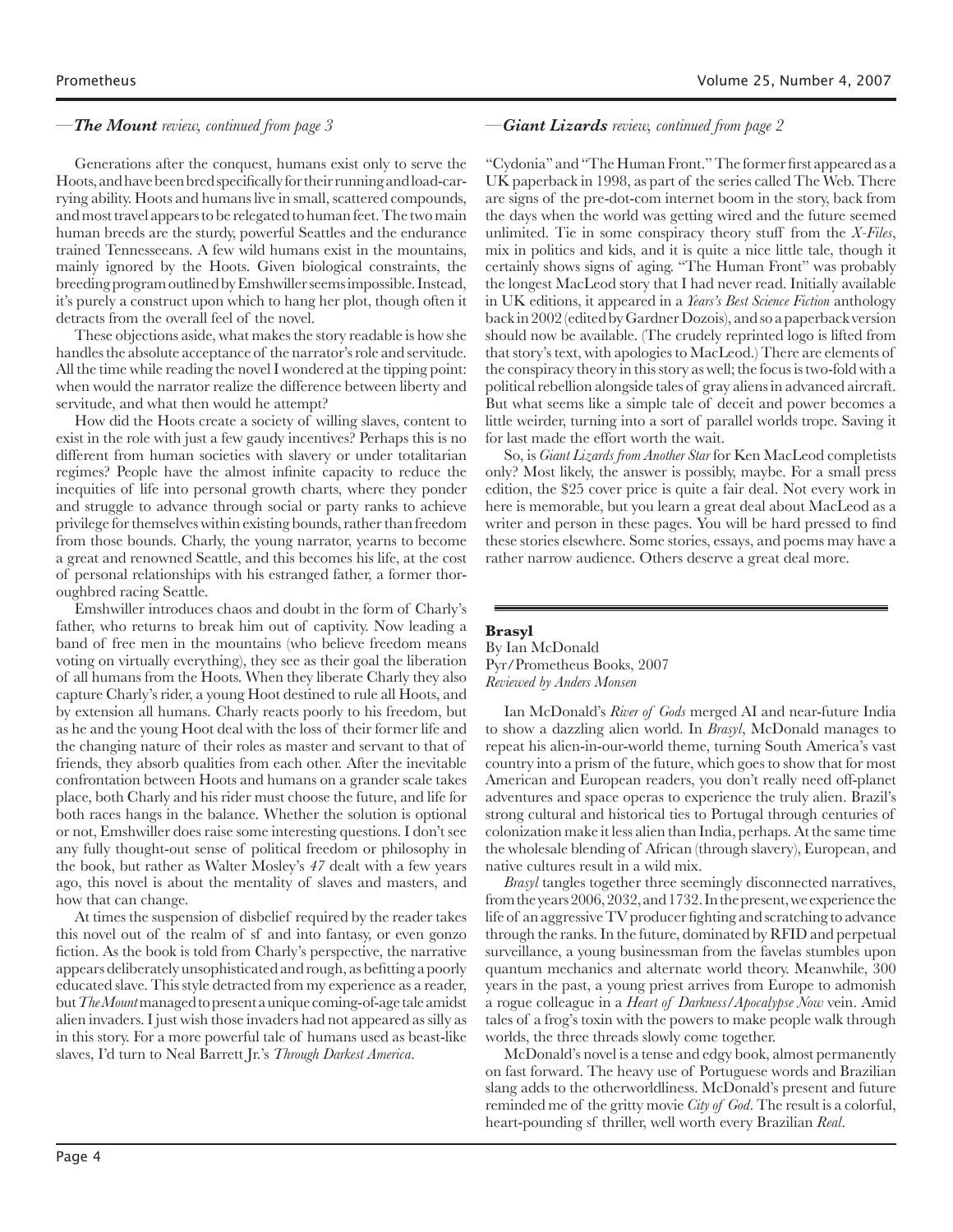—***The Mount*** *review, continued from page 3*

Generations after the conquest, humans exist only to serve the Hoots, and have been bred specifically for their running and load-carrying ability. Hoots and humans live in small, scattered compounds, and most travel appears to be relegated to human feet. The two main human breeds are the sturdy, powerful Seattles and the endurance trained Tennesseeans. A few wild humans exist in the mountains, mainly ignored by the Hoots. Given biological constraints, the breeding program outlined by Emshwiller seems impossible. Instead, it's purely a construct upon which to hang her plot, though often it detracts from the overall feel of the novel.

These objections aside, what makes the story readable is how she handles the absolute acceptance of the narrator's role and servitude. All the time while reading the novel I wondered at the tipping point: when would the narrator realize the difference between liberty and servitude, and what then would he attempt?

How did the Hoots create a society of willing slaves, content to exist in the role with just a few gaudy incentives? Perhaps this is no different from human societies with slavery or under totalitarian regimes? People have the almost infinite capacity to reduce the inequities of life into personal growth charts, where they ponder and struggle to advance through social or party ranks to achieve privilege for themselves within existing bounds, rather than freedom from those bounds. Charly, the young narrator, yearns to become a great and renowned Seattle, and this becomes his life, at the cost of personal relationships with his estranged father, a former thoroughbred racing Seattle.

Emshwiller introduces chaos and doubt in the form of Charly's father, who returns to break him out of captivity. Now leading a band of free men in the mountains (who believe freedom means voting on virtually everything), they see as their goal the liberation of all humans from the Hoots. When they liberate Charly they also capture Charly's rider, a young Hoot destined to rule all Hoots, and by extension all humans. Charly reacts poorly to his freedom, but as he and the young Hoot deal with the loss of their former life and the changing nature of their roles as master and servant to that of friends, they absorb qualities from each other. After the inevitable confrontation between Hoots and humans on a grander scale takes place, both Charly and his rider must choose the future, and life for both races hangs in the balance. Whether the solution is optional or not, Emshwiller does raise some interesting questions. I don't see any fully thought-out sense of political freedom or philosophy in the book, but rather as Walter Mosley's *47* dealt with a few years ago, this novel is about the mentality of slaves and masters, and how that can change.

At times the suspension of disbelief required by the reader takes this novel out of the realm of sf and into fantasy, or even gonzo fiction. As the book is told from Charly's perspective, the narrative appears deliberately unsophisticated and rough, as befitting a poorly educated slave. This style detracted from my experience as a reader, but *The Mount* managed to present a unique coming-of-age tale amidst alien invaders. I just wish those invaders had not appeared as silly as in this story. For a more powerful tale of humans used as beast-like slaves, I'd turn to Neal Barrett Jr.'s *Through Darkest America*.

—***Giant Lizards*** *review, continued from page 2*

"Cydonia" and "The Human Front." The former first appeared as a UK paperback in 1998, as part of the series called The Web. There are signs of the pre-dot-com internet boom in the story, back from the days when the world was getting wired and the future seemed unlimited. Tie in some conspiracy theory stuff from the *X-Files*, mix in politics and kids, and it is quite a nice little tale, though it certainly shows signs of aging. "The Human Front" was probably the longest MacLeod story that I had never read. Initially available in UK editions, it appeared in a *Years's Best Science Fiction* anthology back in 2002 (edited by Gardner Dozois), and so a paperback version should now be available. (The crudely reprinted logo is lifted from that story's text, with apologies to MacLeod.) There are elements of the conspiracy theory in this story as well; the focus is two-fold with a political rebellion alongside tales of gray aliens in advanced aircraft. But what seems like a simple tale of deceit and power becomes a little weirder, turning into a sort of parallel worlds trope. Saving it for last made the effort worth the wait.

So, is *Giant Lizards from Another Star* for Ken MacLeod completists only? Most likely, the answer is possibly, maybe. For a small press edition, the $25 cover price is quite a fair deal. Not every work in here is memorable, but you learn a great deal about MacLeod as a writer and person in these pages. You will be hard pressed to find these stories elsewhere. Some stories, essays, and poems may have a rather narrow audience. Others deserve a great deal more.

### Brasyl

By Ian McDonald
Pyr/Prometheus Books, 2007
*Reviewed by Anders Monsen*

Ian McDonald's *River of Gods* merged AI and near-future India to show a dazzling alien world. In *Brasyl*, McDonald manages to repeat his alien-in-our-world theme, turning South America's vast country into a prism of the future, which goes to show that for most American and European readers, you don't really need off-planet adventures and space operas to experience the truly alien. Brazil's strong cultural and historical ties to Portugal through centuries of colonization make it less alien than India, perhaps. At the same time the wholesale blending of African (through slavery), European, and native cultures result in a wild mix.

*Brasyl* tangles together three seemingly disconnected narratives, from the years 2006, 2032, and 1732. In the present, we experience the life of an aggressive TV producer fighting and scratching to advance through the ranks. In the future, dominated by RFID and perpetual surveillance, a young businessman from the favelas stumbles upon quantum mechanics and alternate world theory. Meanwhile, 300 years in the past, a young priest arrives from Europe to admonish a rogue colleague in a *Heart of Darkness*/*Apocalypse Now* vein. Amid tales of a frog's toxin with the powers to make people walk through worlds, the three threads slowly come together.

McDonald's novel is a tense and edgy book, almost permanently on fast forward. The heavy use of Portuguese words and Brazilian slang adds to the otherworldliness. McDonald's present and future reminded me of the gritty movie *City of God*. The result is a colorful, heart-pounding sf thriller, well worth every Brazilian *Real*.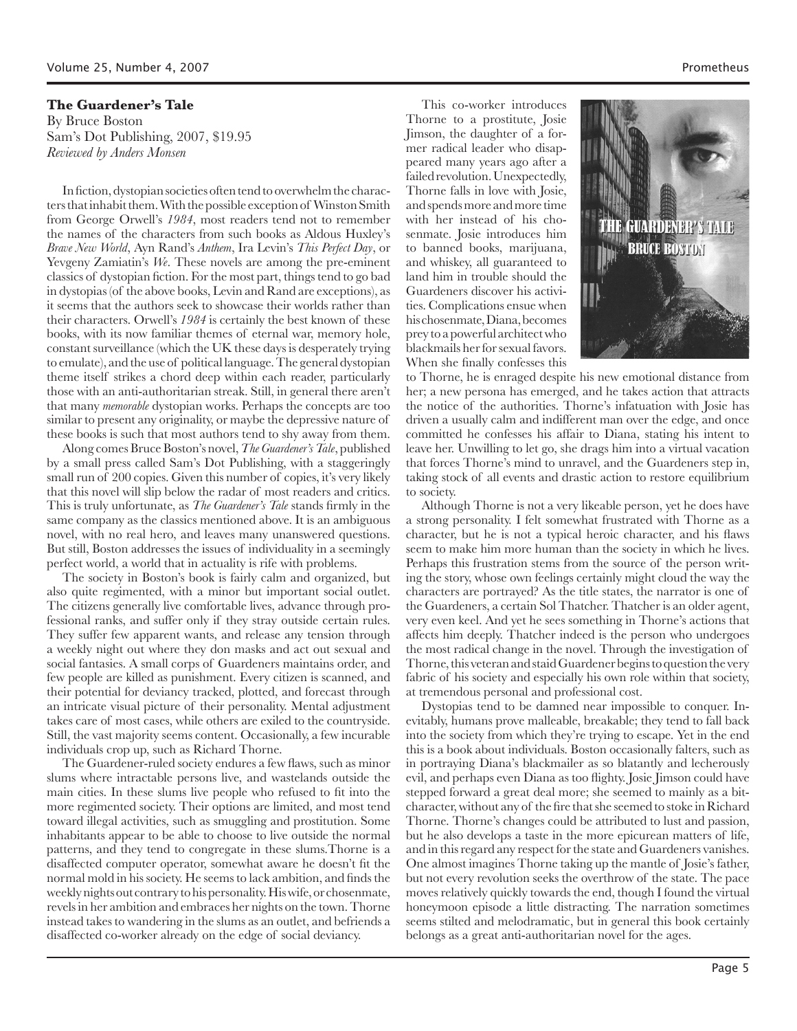**The Guardener's Tale**

By Bruce Boston
Sam's Dot Publishing, 2007, $19.95
*Reviewed by Anders Monsen*

In fiction, dystopian societies often tend to overwhelm the characters that inhabit them. With the possible exception of Winston Smith from George Orwell's *1984*, most readers tend not to remember the names of the characters from such books as Aldous Huxley's *Brave New World*, Ayn Rand's *Anthem*, Ira Levin's *This Perfect Day*, or Yevgeny Zamiatin's *We*. These novels are among the pre-eminent classics of dystopian fiction. For the most part, things tend to go bad in dystopias (of the above books, Levin and Rand are exceptions), as it seems that the authors seek to showcase their worlds rather than their characters. Orwell's *1984* is certainly the best known of these books, with its now familiar themes of eternal war, memory hole, constant surveillance (which the UK these days is desperately trying to emulate), and the use of political language. The general dystopian theme itself strikes a chord deep within each reader, particularly those with an anti-authoritarian streak. Still, in general there aren't that many *memorable* dystopian works. Perhaps the concepts are too similar to present any originality, or maybe the depressive nature of these books is such that most authors tend to shy away from them.

Along comes Bruce Boston's novel, *The Guardener's Tale*, published by a small press called Sam's Dot Publishing, with a staggeringly small run of 200 copies. Given this number of copies, it's very likely that this novel will slip below the radar of most readers and critics. This is truly unfortunate, as *The Guardener's Tale* stands firmly in the same company as the classics mentioned above. It is an ambiguous novel, with no real hero, and leaves many unanswered questions. But still, Boston addresses the issues of individuality in a seemingly perfect world, a world that in actuality is rife with problems.

The society in Boston's book is fairly calm and organized, but also quite regimented, with a minor but important social outlet. The citizens generally live comfortable lives, advance through professional ranks, and suffer only if they stray outside certain rules. They suffer few apparent wants, and release any tension through a weekly night out where they don masks and act out sexual and social fantasies. A small corps of Guardeners maintains order, and few people are killed as punishment. Every citizen is scanned, and their potential for deviancy tracked, plotted, and forecast through an intricate visual picture of their personality. Mental adjustment takes care of most cases, while others are exiled to the countryside. Still, the vast majority seems content. Occasionally, a few incurable individuals crop up, such as Richard Thorne.

The Guardener-ruled society endures a few flaws, such as minor slums where intractable persons live, and wastelands outside the main cities. In these slums live people who refused to fit into the more regimented society. Their options are limited, and most tend toward illegal activities, such as smuggling and prostitution. Some inhabitants appear to be able to choose to live outside the normal patterns, and they tend to congregate in these slums.Thorne is a disaffected computer operator, somewhat aware he doesn't fit the normal mold in his society. He seems to lack ambition, and finds the weekly nights out contrary to his personality. His wife, or chosenmate, revels in her ambition and embraces her nights on the town. Thorne instead takes to wandering in the slums as an outlet, and befriends a disaffected co-worker already on the edge of social deviancy.

This co-worker introduces Thorne to a prostitute, Josie Jimson, the daughter of a former radical leader who disappeared many years ago after a failed revolution. Unexpectedly, Thorne falls in love with Josie, and spends more and more time with her instead of his chosenmate. Josie introduces him to banned books, marijuana, and whiskey, all guaranteed to land him in trouble should the Guardeners discover his activities. Complications ensue when his chosenmate, Diana, becomes prey to a powerful architect who blackmails her for sexual favors. When she finally confesses this to Thorne, he is enraged despite his new emotional distance from her; a new persona has emerged, and he takes action that attracts the notice of the authorities. Thorne's infatuation with Josie has driven a usually calm and indifferent man over the edge, and once committed he confesses his affair to Diana, stating his intent to leave her. Unwilling to let go, she drags him into a virtual vacation that forces Thorne's mind to unravel, and the Guardeners step in, taking stock of all events and drastic action to restore equilibrium to society.

Although Thorne is not a very likeable person, yet he does have a strong personality. I felt somewhat frustrated with Thorne as a character, but he is not a typical heroic character, and his flaws seem to make him more human than the society in which he lives. Perhaps this frustration stems from the source of the person writing the story, whose own feelings certainly might cloud the way the characters are portrayed? As the title states, the narrator is one of the Guardeners, a certain Sol Thatcher. Thatcher is an older agent, very even keel. And yet he sees something in Thorne's actions that affects him deeply. Thatcher indeed is the person who undergoes the most radical change in the novel. Through the investigation of Thorne, this veteran and staid Guardener begins to question the very fabric of his society and especially his own role within that society, at tremendous personal and professional cost.

Dystopias tend to be damned near impossible to conquer. Inevitably, humans prove malleable, breakable; they tend to fall back into the society from which they're trying to escape. Yet in the end this is a book about individuals. Boston occasionally falters, such as in portraying Diana's blackmailer as so blatantly and lecherously evil, and perhaps even Diana as too flighty. Josie Jimson could have stepped forward a great deal more; she seemed to mainly as a bit-character, without any of the fire that she seemed to stoke in Richard Thorne. Thorne's changes could be attributed to lust and passion, but he also develops a taste in the more epicurean matters of life, and in this regard any respect for the state and Guardeners vanishes. One almost imagines Thorne taking up the mantle of Josie's father, but not every revolution seeks the overthrow of the state. The pace moves relatively quickly towards the end, though I found the virtual honeymoon episode a little distracting. The narration sometimes seems stilted and melodramatic, but in general this book certainly belongs as a great anti-authoritarian novel for the ages.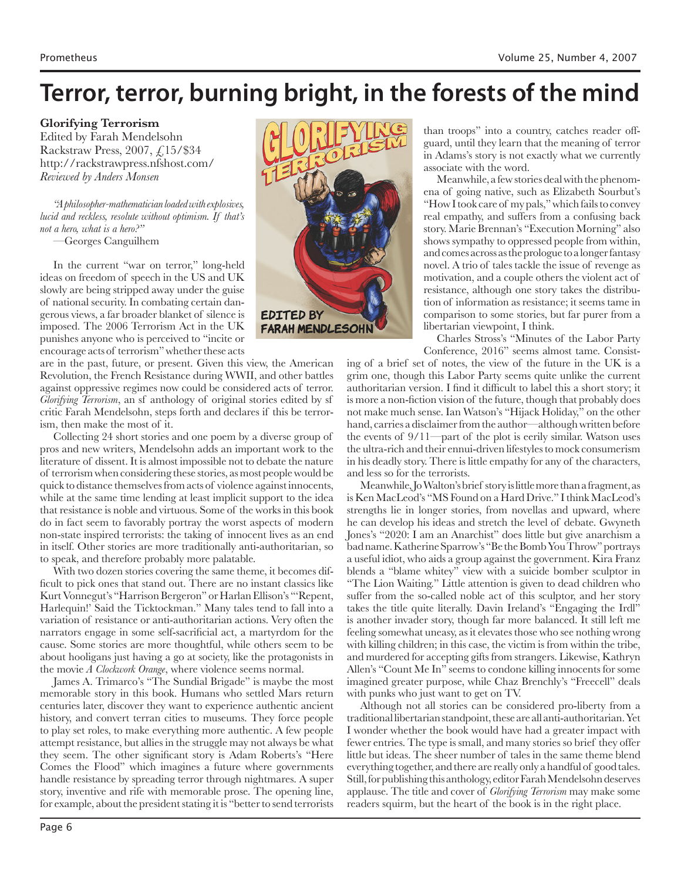# Terror, terror, burning bright, in the forests of the mind

**Glorifying Terrorism**
Edited by Farah Mendelsohn
Rackstraw Press, 2007, £15/$34
http://rackstrawpress.nfshost.com/
*Reviewed by Anders Monsen*

*"A philosopher-mathematician loaded with explosives, lucid and reckless, resolute without optimism. If that's not a hero, what is a hero?"*
—Georges Canguilhem

In the current "war on terror," long-held ideas on freedom of speech in the US and UK slowly are being stripped away under the guise of national security. In combating certain dangerous views, a far broader blanket of silence is imposed. The 2006 Terrorism Act in the UK punishes anyone who is perceived to "incite or encourage acts of terrorism" whether these acts are in the past, future, or present. Given this view, the American Revolution, the French Resistance during WWII, and other battles against oppressive regimes now could be considered acts of terror. *Glorifying Terrorism*, an sf anthology of original stories edited by sf critic Farah Mendelsohn, steps forth and declares if this be terrorism, then make the most of it.

Collecting 24 short stories and one poem by a diverse group of pros and new writers, Mendelsohn adds an important work to the literature of dissent. It is almost impossible not to debate the nature of terrorism when considering these stories, as most people would be quick to distance themselves from acts of violence against innocents, while at the same time lending at least implicit support to the idea that resistance is noble and virtuous. Some of the works in this book do in fact seem to favorably portray the worst aspects of modern non-state inspired terrorists: the taking of innocent lives as an end in itself. Other stories are more traditionally anti-authoritarian, so to speak, and therefore probably more palatable.

With two dozen stories covering the same theme, it becomes difficult to pick ones that stand out. There are no instant classics like Kurt Vonnegut's "Harrison Bergeron" or Harlan Ellison's "'Repent, Harlequin!' Said the Ticktockman." Many tales tend to fall into a variation of resistance or anti-authoritarian actions. Very often the narrators engage in some self-sacrificial act, a martyrdom for the cause. Some stories are more thoughtful, while others seem to be about hooligans just having a go at society, like the protagonists in the movie *A Clockwork Orange*, where violence seems normal.

James A. Trimarco's "The Sundial Brigade" is maybe the most memorable story in this book. Humans who settled Mars return centuries later, discover they want to experience authentic ancient history, and convert terran cities to museums. They force people to play set roles, to make everything more authentic. A few people attempt resistance, but allies in the struggle may not always be what they seem. The other significant story is Adam Roberts's "Here Comes the Flood" which imagines a future where governments handle resistance by spreading terror through nightmares. A super story, inventive and rife with memorable prose. The opening line, for example, about the president stating it is "better to send terrorists than troops" into a country, catches reader off-guard, until they learn that the meaning of terror in Adams's story is not exactly what we currently associate with the word.

Meanwhile, a few stories deal with the phenomena of going native, such as Elizabeth Sourbut's "How I took care of my pals," which fails to convey real empathy, and suffers from a confusing back story. Marie Brennan's "Execution Morning" also shows sympathy to oppressed people from within, and comes across as the prologue to a longer fantasy novel. A trio of tales tackle the issue of revenge as motivation, and a couple others the violent act of resistance, although one story takes the distribution of information as resistance; it seems tame in comparison to some stories, but far purer from a libertarian viewpoint, I think.

Charles Stross's "Minutes of the Labor Party Conference, 2016" seems almost tame. Consisting of a brief set of notes, the view of the future in the UK is a grim one, though this Labor Party seems quite unlike the current authoritarian version. I find it difficult to label this a short story; it is more a non-fiction vision of the future, though that probably does not make much sense. Ian Watson's "Hijack Holiday," on the other hand, carries a disclaimer from the author—although written before the events of 9/11—part of the plot is eerily similar. Watson uses the ultra-rich and their ennui-driven lifestyles to mock consumerism in his deadly story. There is little empathy for any of the characters, and less so for the terrorists.

Meanwhile, Jo Walton's brief story is little more than a fragment, as is Ken MacLeod's "MS Found on a Hard Drive." I think MacLeod's strengths lie in longer stories, from novellas and upward, where he can develop his ideas and stretch the level of debate. Gwyneth Jones's "2020: I am an Anarchist" does little but give anarchism a bad name. Katherine Sparrow's "Be the Bomb You Throw" portrays a useful idiot, who aids a group against the government. Kira Franz blends a "blame whitey" view with a suicide bomber sculptor in "The Lion Waiting." Little attention is given to dead children who suffer from the so-called noble act of this sculptor, and her story takes the title quite literally. Davin Ireland's "Engaging the Irdl" is another invader story, though far more balanced. It still left me feeling somewhat uneasy, as it elevates those who see nothing wrong with killing children; in this case, the victim is from within the tribe, and murdered for accepting gifts from strangers. Likewise, Kathryn Allen's "Count Me In" seems to condone killing innocents for some imagined greater purpose, while Chaz Brenchly's "Freecell" deals with punks who just want to get on TV.

Although not all stories can be considered pro-liberty from a traditional libertarian standpoint, these are all anti-authoritarian. Yet I wonder whether the book would have had a greater impact with fewer entries. The type is small, and many stories so brief they offer little but ideas. The sheer number of tales in the same theme blend everything together, and there are really only a handful of good tales. Still, for publishing this anthology, editor Farah Mendelsohn deserves applause. The title and cover of *Glorifying Terrorism* may make some readers squirm, but the heart of the book is in the right place.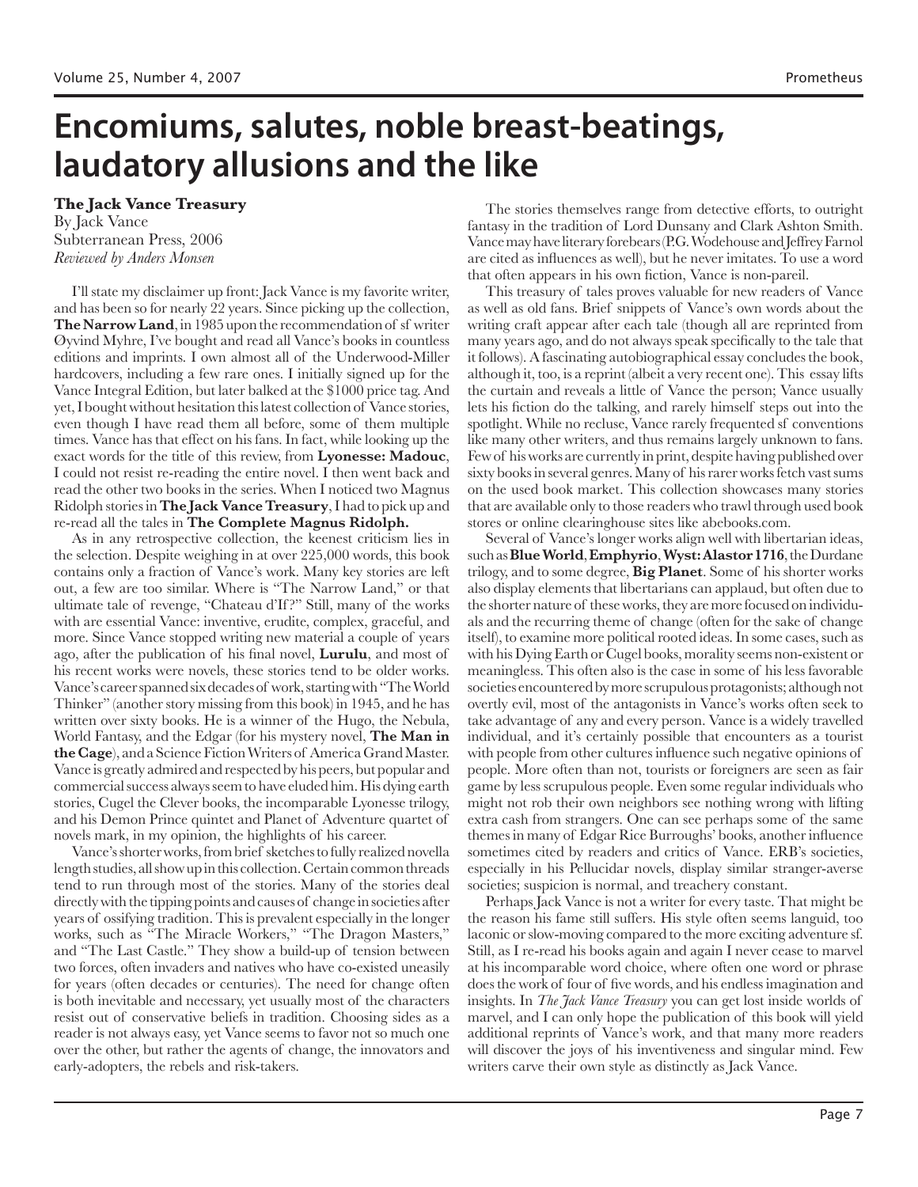# Encomiums, salutes, noble breast-beatings, laudatory allusions and the like

**The Jack Vance Treasury**
By Jack Vance
Subterranean Press, 2006
*Reviewed by Anders Monsen*

I'll state my disclaimer up front: Jack Vance is my favorite writer, and has been so for nearly 22 years. Since picking up the collection, **The Narrow Land**, in 1985 upon the recommendation of sf writer Øyvind Myhre, I've bought and read all Vance's books in countless editions and imprints. I own almost all of the Underwood-Miller hardcovers, including a few rare ones. I initially signed up for the Vance Integral Edition, but later balked at the $1000 price tag. And yet, I bought without hesitation this latest collection of Vance stories, even though I have read them all before, some of them multiple times. Vance has that effect on his fans. In fact, while looking up the exact words for the title of this review, from **Lyonesse: Madouc**, I could not resist re-reading the entire novel. I then went back and read the other two books in the series. When I noticed two Magnus Ridolph stories in **The Jack Vance Treasury**, I had to pick up and re-read all the tales in **The Complete Magnus Ridolph.**

As in any retrospective collection, the keenest criticism lies in the selection. Despite weighing in at over 225,000 words, this book contains only a fraction of Vance's work. Many key stories are left out, a few are too similar. Where is "The Narrow Land," or that ultimate tale of revenge, "Chateau d'If?" Still, many of the works with are essential Vance: inventive, erudite, complex, graceful, and more. Since Vance stopped writing new material a couple of years ago, after the publication of his final novel, **Lurulu**, and most of his recent works were novels, these stories tend to be older works. Vance's career spanned six decades of work, starting with "The World Thinker" (another story missing from this book) in 1945, and he has written over sixty books. He is a winner of the Hugo, the Nebula, World Fantasy, and the Edgar (for his mystery novel, **The Man in the Cage**), and a Science Fiction Writers of America Grand Master. Vance is greatly admired and respected by his peers, but popular and commercial success always seem to have eluded him. His dying earth stories, Cugel the Clever books, the incomparable Lyonesse trilogy, and his Demon Prince quintet and Planet of Adventure quartet of novels mark, in my opinion, the highlights of his career.

Vance's shorter works, from brief sketches to fully realized novella length studies, all show up in this collection. Certain common threads tend to run through most of the stories. Many of the stories deal directly with the tipping points and causes of change in societies after years of ossifying tradition. This is prevalent especially in the longer works, such as "The Miracle Workers," "The Dragon Masters," and "The Last Castle." They show a build-up of tension between two forces, often invaders and natives who have co-existed uneasily for years (often decades or centuries). The need for change often is both inevitable and necessary, yet usually most of the characters resist out of conservative beliefs in tradition. Choosing sides as a reader is not always easy, yet Vance seems to favor not so much one over the other, but rather the agents of change, the innovators and early-adopters, the rebels and risk-takers.

The stories themselves range from detective efforts, to outright fantasy in the tradition of Lord Dunsany and Clark Ashton Smith. Vance may have literary forebears (P.G. Wodehouse and Jeffrey Farnol are cited as influences as well), but he never imitates. To use a word that often appears in his own fiction, Vance is non-pareil.

This treasury of tales proves valuable for new readers of Vance as well as old fans. Brief snippets of Vance's own words about the writing craft appear after each tale (though all are reprinted from many years ago, and do not always speak specifically to the tale that it follows). A fascinating autobiographical essay concludes the book, although it, too, is a reprint (albeit a very recent one). This essay lifts the curtain and reveals a little of Vance the person; Vance usually lets his fiction do the talking, and rarely himself steps out into the spotlight. While no recluse, Vance rarely frequented sf conventions like many other writers, and thus remains largely unknown to fans. Few of his works are currently in print, despite having published over sixty books in several genres. Many of his rarer works fetch vast sums on the used book market. This collection showcases many stories that are available only to those readers who trawl through used book stores or online clearinghouse sites like abebooks.com.

Several of Vance's longer works align well with libertarian ideas, such as **Blue World**, **Emphyrio**, **Wyst: Alastor 1716**, the Durdane trilogy, and to some degree, **Big Planet**. Some of his shorter works also display elements that libertarians can applaud, but often due to the shorter nature of these works, they are more focused on individuals and the recurring theme of change (often for the sake of change itself), to examine more political rooted ideas. In some cases, such as with his Dying Earth or Cugel books, morality seems non-existent or meaningless. This often also is the case in some of his less favorable societies encountered by more scrupulous protagonists; although not overtly evil, most of the antagonists in Vance's works often seek to take advantage of any and every person. Vance is a widely travelled individual, and it's certainly possible that encounters as a tourist with people from other cultures influence such negative opinions of people. More often than not, tourists or foreigners are seen as fair game by less scrupulous people. Even some regular individuals who might not rob their own neighbors see nothing wrong with lifting extra cash from strangers. One can see perhaps some of the same themes in many of Edgar Rice Burroughs' books, another influence sometimes cited by readers and critics of Vance. ERB's societies, especially in his Pellucidar novels, display similar stranger-averse societies; suspicion is normal, and treachery constant.

Perhaps Jack Vance is not a writer for every taste. That might be the reason his fame still suffers. His style often seems languid, too laconic or slow-moving compared to the more exciting adventure sf. Still, as I re-read his books again and again I never cease to marvel at his incomparable word choice, where often one word or phrase does the work of four of five words, and his endless imagination and insights. In *The Jack Vance Treasury* you can get lost inside worlds of marvel, and I can only hope the publication of this book will yield additional reprints of Vance's work, and that many more readers will discover the joys of his inventiveness and singular mind. Few writers carve their own style as distinctly as Jack Vance.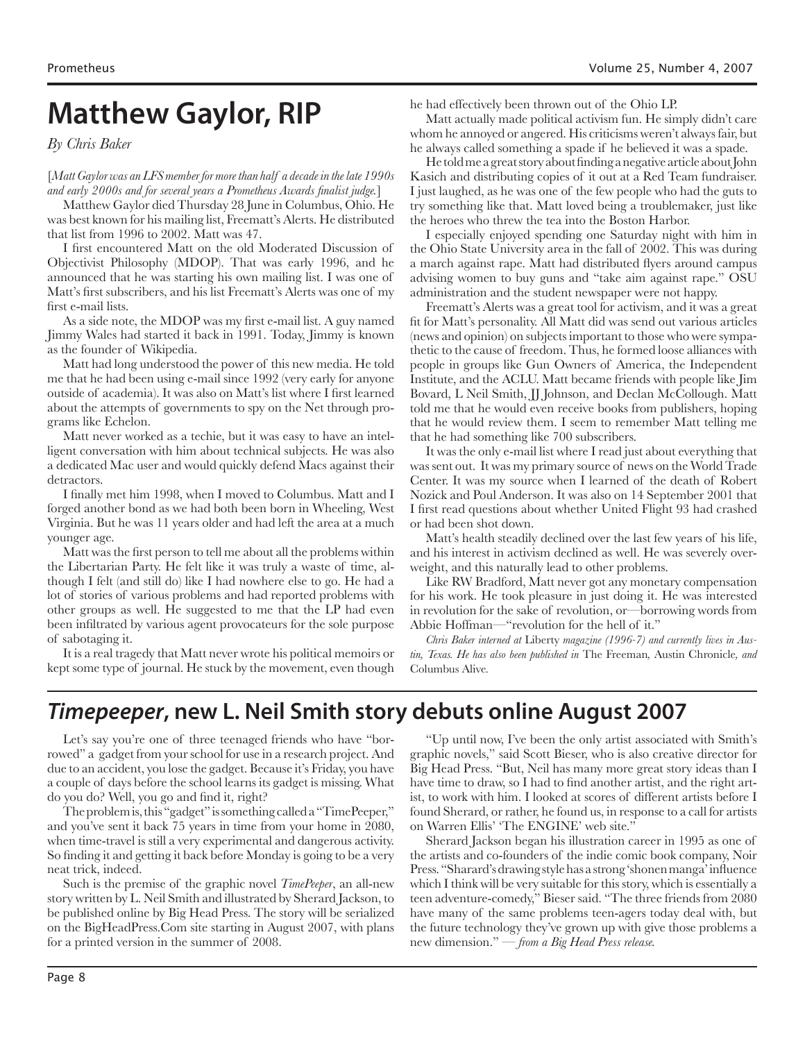# Matthew Gaylor, RIP

*By Chris Baker*

[*Matt Gaylor was an LFS member for more than half a decade in the late 1990s and early 2000s and for several years a Prometheus Awards finalist judge.*]

Matthew Gaylor died Thursday 28 June in Columbus, Ohio. He was best known for his mailing list, Freematt's Alerts. He distributed that list from 1996 to 2002. Matt was 47.

I first encountered Matt on the old Moderated Discussion of Objectivist Philosophy (MDOP). That was early 1996, and he announced that he was starting his own mailing list. I was one of Matt's first subscribers, and his list Freematt's Alerts was one of my first e-mail lists.

As a side note, the MDOP was my first e-mail list. A guy named Jimmy Wales had started it back in 1991. Today, Jimmy is known as the founder of Wikipedia.

Matt had long understood the power of this new media. He told me that he had been using e-mail since 1992 (very early for anyone outside of academia). It was also on Matt's list where I first learned about the attempts of governments to spy on the Net through programs like Echelon.

Matt never worked as a techie, but it was easy to have an intelligent conversation with him about technical subjects. He was also a dedicated Mac user and would quickly defend Macs against their detractors.

I finally met him 1998, when I moved to Columbus. Matt and I forged another bond as we had both been born in Wheeling, West Virginia. But he was 11 years older and had left the area at a much younger age.

Matt was the first person to tell me about all the problems within the Libertarian Party. He felt like it was truly a waste of time, although I felt (and still do) like I had nowhere else to go. He had a lot of stories of various problems and had reported problems with other groups as well. He suggested to me that the LP had even been infiltrated by various agent provocateurs for the sole purpose of sabotaging it.

It is a real tragedy that Matt never wrote his political memoirs or kept some type of journal. He stuck by the movement, even though he had effectively been thrown out of the Ohio LP.

Matt actually made political activism fun. He simply didn't care whom he annoyed or angered. His criticisms weren't always fair, but he always called something a spade if he believed it was a spade.

He told me a great story about finding a negative article about John Kasich and distributing copies of it out at a Red Team fundraiser. I just laughed, as he was one of the few people who had the guts to try something like that. Matt loved being a troublemaker, just like the heroes who threw the tea into the Boston Harbor.

I especially enjoyed spending one Saturday night with him in the Ohio State University area in the fall of 2002. This was during a march against rape. Matt had distributed flyers around campus advising women to buy guns and "take aim against rape." OSU administration and the student newspaper were not happy.

Freematt's Alerts was a great tool for activism, and it was a great fit for Matt's personality. All Matt did was send out various articles (news and opinion) on subjects important to those who were sympathetic to the cause of freedom. Thus, he formed loose alliances with people in groups like Gun Owners of America, the Independent Institute, and the ACLU. Matt became friends with people like Jim Bovard, L Neil Smith, JJ Johnson, and Declan McCollough. Matt told me that he would even receive books from publishers, hoping that he would review them. I seem to remember Matt telling me that he had something like 700 subscribers.

It was the only e-mail list where I read just about everything that was sent out. It was my primary source of news on the World Trade Center. It was my source when I learned of the death of Robert Nozick and Poul Anderson. It was also on 14 September 2001 that I first read questions about whether United Flight 93 had crashed or had been shot down.

Matt's health steadily declined over the last few years of his life, and his interest in activism declined as well. He was severely overweight, and this naturally lead to other problems.

Like RW Bradford, Matt never got any monetary compensation for his work. He took pleasure in just doing it. He was interested in revolution for the sake of revolution, or—borrowing words from Abbie Hoffman—"revolution for the hell of it."

*Chris Baker interned at* Liberty *magazine (1996-7) and currently lives in Austin, Texas. He has also been published in* The Freeman, Austin Chronicle, *and* Columbus Alive.

# *Timepeeper*, new L. Neil Smith story debuts online August 2007

Let's say you're one of three teenaged friends who have "borrowed" a gadget from your school for use in a research project. And due to an accident, you lose the gadget. Because it's Friday, you have a couple of days before the school learns its gadget is missing. What do you do? Well, you go and find it, right?

The problem is, this "gadget" is something called a "TimePeeper," and you've sent it back 75 years in time from your home in 2080, when time-travel is still a very experimental and dangerous activity. So finding it and getting it back before Monday is going to be a very neat trick, indeed.

Such is the premise of the graphic novel *TimePeeper*, an all-new story written by L. Neil Smith and illustrated by Sherard Jackson, to be published online by Big Head Press. The story will be serialized on the BigHeadPress.Com site starting in August 2007, with plans for a printed version in the summer of 2008.

"Up until now, I've been the only artist associated with Smith's graphic novels," said Scott Bieser, who is also creative director for Big Head Press. "But, Neil has many more great story ideas than I have time to draw, so I had to find another artist, and the right artist, to work with him. I looked at scores of different artists before I found Sherard, or rather, he found us, in response to a call for artists on Warren Ellis' 'The ENGINE' web site."

Sherard Jackson began his illustration career in 1995 as one of the artists and co-founders of the indie comic book company, Noir Press. "Sharard's drawing style has a strong 'shonen manga' influence which I think will be very suitable for this story, which is essentially a teen adventure-comedy," Bieser said. "The three friends from 2080 have many of the same problems teen-agers today deal with, but the future technology they've grown up with give those problems a new dimension." — *from a Big Head Press release.*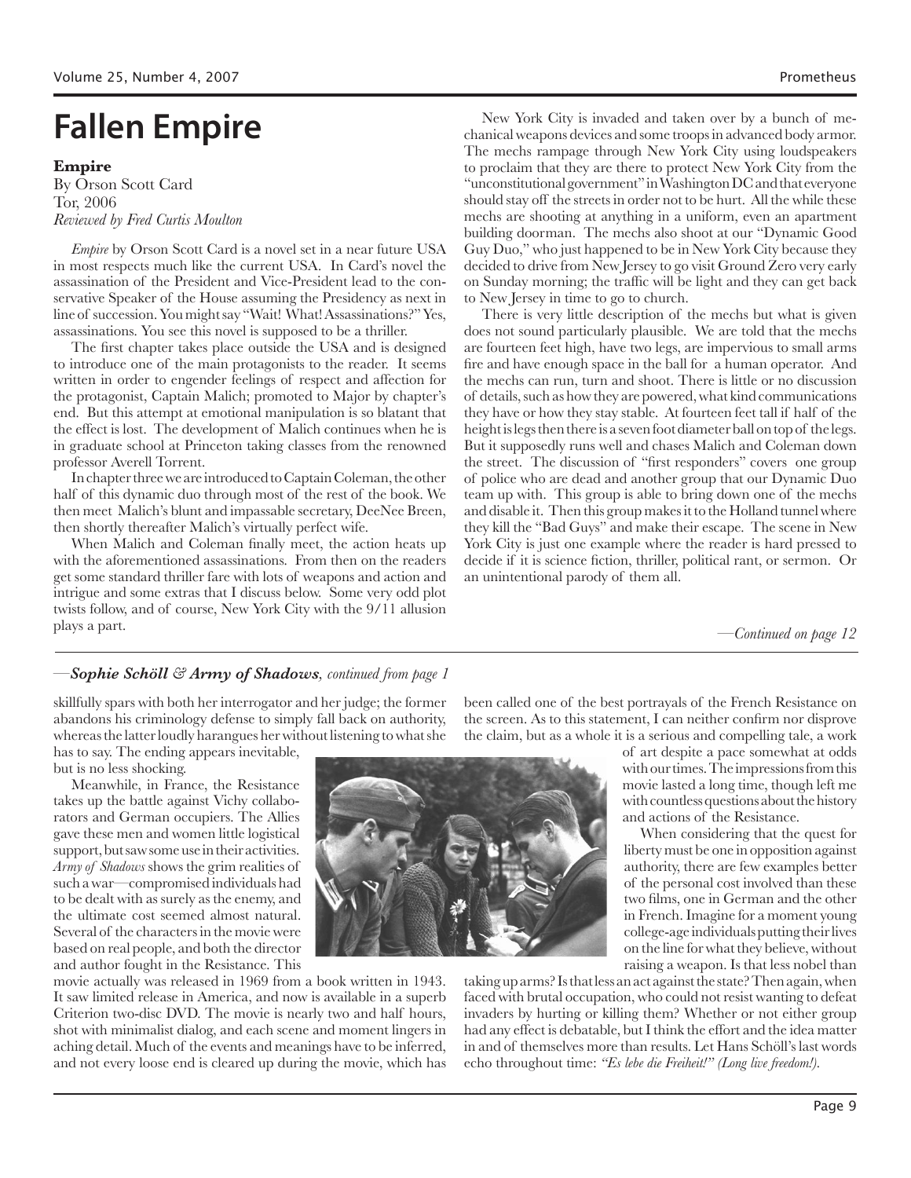# Fallen Empire

**Empire**
By Orson Scott Card
Tor, 2006
*Reviewed by Fred Curtis Moulton*

*Empire* by Orson Scott Card is a novel set in a near future USA in most respects much like the current USA. In Card's novel the assassination of the President and Vice-President lead to the conservative Speaker of the House assuming the Presidency as next in line of succession. You might say "Wait! What! Assassinations?" Yes, assassinations. You see this novel is supposed to be a thriller.

The first chapter takes place outside the USA and is designed to introduce one of the main protagonists to the reader. It seems written in order to engender feelings of respect and affection for the protagonist, Captain Malich; promoted to Major by chapter's end. But this attempt at emotional manipulation is so blatant that the effect is lost. The development of Malich continues when he is in graduate school at Princeton taking classes from the renowned professor Averell Torrent.

In chapter three we are introduced to Captain Coleman, the other half of this dynamic duo through most of the rest of the book. We then meet Malich's blunt and impassable secretary, DeeNee Breen, then shortly thereafter Malich's virtually perfect wife.

When Malich and Coleman finally meet, the action heats up with the aforementioned assassinations. From then on the readers get some standard thriller fare with lots of weapons and action and intrigue and some extras that I discuss below. Some very odd plot twists follow, and of course, New York City with the 9/11 allusion plays a part.

New York City is invaded and taken over by a bunch of mechanical weapons devices and some troops in advanced body armor. The mechs rampage through New York City using loudspeakers to proclaim that they are there to protect New York City from the "unconstitutional government" in Washington DC and that everyone should stay off the streets in order not to be hurt. All the while these mechs are shooting at anything in a uniform, even an apartment building doorman. The mechs also shoot at our "Dynamic Good Guy Duo," who just happened to be in New York City because they decided to drive from New Jersey to go visit Ground Zero very early on Sunday morning; the traffic will be light and they can get back to New Jersey in time to go to church.

There is very little description of the mechs but what is given does not sound particularly plausible. We are told that the mechs are fourteen feet high, have two legs, are impervious to small arms fire and have enough space in the ball for a human operator. And the mechs can run, turn and shoot. There is little or no discussion of details, such as how they are powered, what kind communications they have or how they stay stable. At fourteen feet tall if half of the height is legs then there is a seven foot diameter ball on top of the legs. But it supposedly runs well and chases Malich and Coleman down the street. The discussion of "first responders" covers one group of police who are dead and another group that our Dynamic Duo team up with. This group is able to bring down one of the mechs and disable it. Then this group makes it to the Holland tunnel where they kill the "Bad Guys" and make their escape. The scene in New York City is just one example where the reader is hard pressed to decide if it is science fiction, thriller, political rant, or sermon. Or an unintentional parody of them all.

*—Continued on page 12*

---

—***Sophie Schöll & Army of Shadows**, continued from page 1*

skillfully spars with both her interrogator and her judge; the former abandons his criminology defense to simply fall back on authority, whereas the latter loudly harangues her without listening to what she has to say. The ending appears inevitable, but is no less shocking.

Meanwhile, in France, the Resistance takes up the battle against Vichy collaborators and German occupiers. The Allies gave these men and women little logistical support, but saw some use in their activities. *Army of Shadows* shows the grim realities of such a war—compromised individuals had to be dealt with as surely as the enemy, and the ultimate cost seemed almost natural. Several of the characters in the movie were based on real people, and both the director and author fought in the Resistance. This movie actually was released in 1969 from a book written in 1943. It saw limited release in America, and now is available in a superb Criterion two-disc DVD. The movie is nearly two and half hours, shot with minimalist dialog, and each scene and moment lingers in aching detail. Much of the events and meanings have to be inferred, and not every loose end is cleared up during the movie, which has been called one of the best portrayals of the French Resistance on the screen. As to this statement, I can neither confirm nor disprove the claim, but as a whole it is a serious and compelling tale, a work of art despite a pace somewhat at odds with our times. The impressions from this movie lasted a long time, though left me with countless questions about the history and actions of the Resistance.

When considering that the quest for liberty must be one in opposition against authority, there are few examples better of the personal cost involved than these two films, one in German and the other in French. Imagine for a moment young college-age individuals putting their lives on the line for what they believe, without raising a weapon. Is that less nobel than taking up arms? Is that less an act against the state? Then again, when faced with brutal occupation, who could not resist wanting to defeat invaders by hurting or killing them? Whether or not either group had any effect is debatable, but I think the effort and the idea matter in and of themselves more than results. Let Hans Schöll's last words echo throughout time: *"Es lebe die Freiheit!" (Long live freedom!).*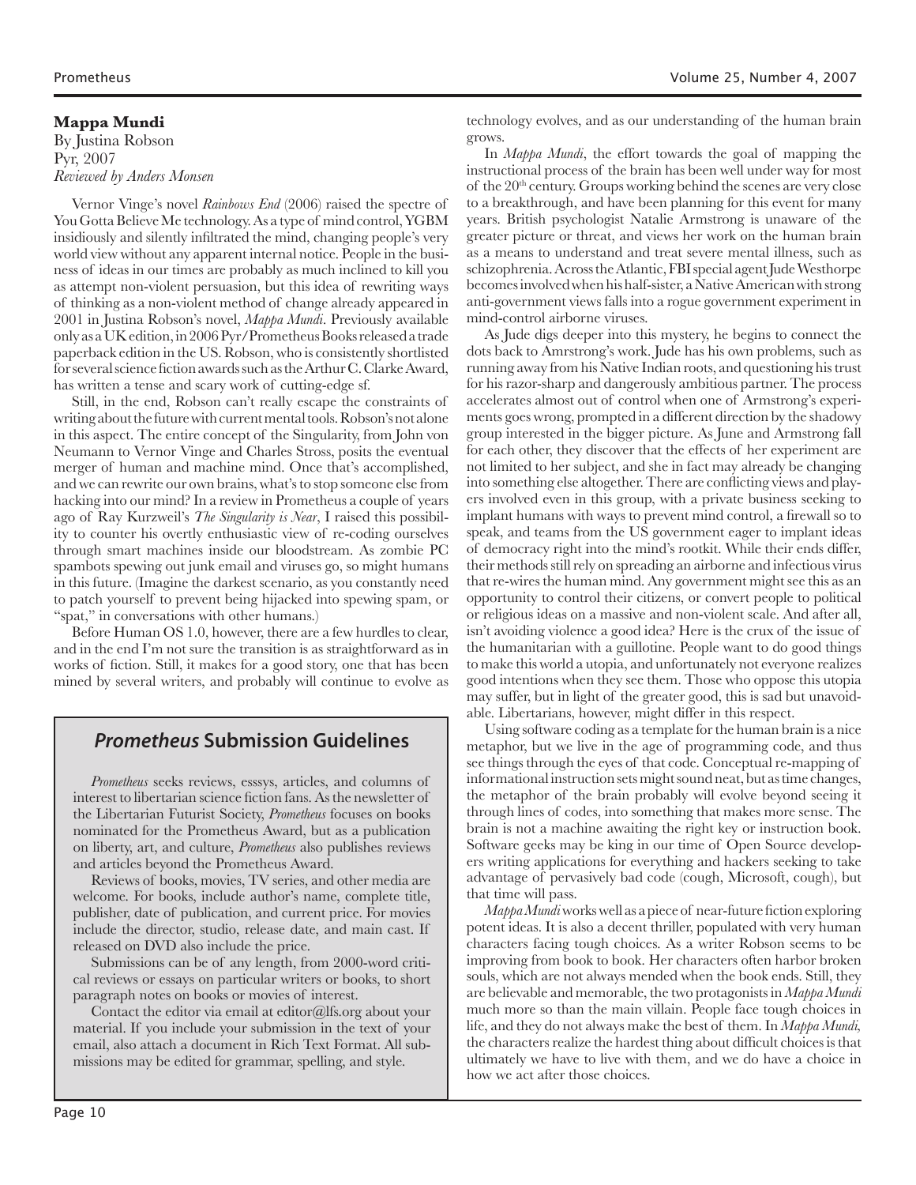**Mappa Mundi**

By Justina Robson
Pyr, 2007
*Reviewed by Anders Monsen*

Vernor Vinge's novel *Rainbows End* (2006) raised the spectre of You Gotta Believe Me technology. As a type of mind control, YGBM insidiously and silently infiltrated the mind, changing people's very world view without any apparent internal notice. People in the business of ideas in our times are probably as much inclined to kill you as attempt non-violent persuasion, but this idea of rewriting ways of thinking as a non-violent method of change already appeared in 2001 in Justina Robson's novel, *Mappa Mundi*. Previously available only as a UK edition, in 2006 Pyr/Prometheus Books released a trade paperback edition in the US. Robson, who is consistently shortlisted for several science fiction awards such as the Arthur C. Clarke Award, has written a tense and scary work of cutting-edge sf.

Still, in the end, Robson can't really escape the constraints of writing about the future with current mental tools. Robson's not alone in this aspect. The entire concept of the Singularity, from John von Neumann to Vernor Vinge and Charles Stross, posits the eventual merger of human and machine mind. Once that's accomplished, and we can rewrite our own brains, what's to stop someone else from hacking into our mind? In a review in Prometheus a couple of years ago of Ray Kurzweil's *The Singularity is Near*, I raised this possibility to counter his overtly enthusiastic view of re-coding ourselves through smart machines inside our bloodstream. As zombie PC spambots spewing out junk email and viruses go, so might humans in this future. (Imagine the darkest scenario, as you constantly need to patch yourself to prevent being hijacked into spewing spam, or "spat," in conversations with other humans.)

Before Human OS 1.0, however, there are a few hurdles to clear, and in the end I'm not sure the transition is as straightforward as in works of fiction. Still, it makes for a good story, one that has been mined by several writers, and probably will continue to evolve as technology evolves, and as our understanding of the human brain grows.

In *Mappa Mundi*, the effort towards the goal of mapping the instructional process of the brain has been well under way for most of the 20th century. Groups working behind the scenes are very close to a breakthrough, and have been planning for this event for many years. British psychologist Natalie Armstrong is unaware of the greater picture or threat, and views her work on the human brain as a means to understand and treat severe mental illness, such as schizophrenia. Across the Atlantic, FBI special agent Jude Westhorpe becomes involved when his half-sister, a Native American with strong anti-government views falls into a rogue government experiment in mind-control airborne viruses.

As Jude digs deeper into this mystery, he begins to connect the dots back to Amrstrong's work. Jude has his own problems, such as running away from his Native Indian roots, and questioning his trust for his razor-sharp and dangerously ambitious partner. The process accelerates almost out of control when one of Armstrong's experiments goes wrong, prompted in a different direction by the shadowy group interested in the bigger picture. As June and Armstrong fall for each other, they discover that the effects of her experiment are not limited to her subject, and she in fact may already be changing into something else altogether. There are conflicting views and players involved even in this group, with a private business seeking to implant humans with ways to prevent mind control, a firewall so to speak, and teams from the US government eager to implant ideas of democracy right into the mind's rootkit. While their ends differ, their methods still rely on spreading an airborne and infectious virus that re-wires the human mind. Any government might see this as an opportunity to control their citizens, or convert people to political or religious ideas on a massive and non-violent scale. And after all, isn't avoiding violence a good idea? Here is the crux of the issue of the humanitarian with a guillotine. People want to do good things to make this world a utopia, and unfortunately not everyone realizes good intentions when they see them. Those who oppose this utopia may suffer, but in light of the greater good, this is sad but unavoidable. Libertarians, however, might differ in this respect.

Using software coding as a template for the human brain is a nice metaphor, but we live in the age of programming code, and thus see things through the eyes of that code. Conceptual re-mapping of informational instruction sets might sound neat, but as time changes, the metaphor of the brain probably will evolve beyond seeing it through lines of codes, into something that makes more sense. The brain is not a machine awaiting the right key or instruction book. Software geeks may be king in our time of Open Source developers writing applications for everything and hackers seeking to take advantage of pervasively bad code (cough, Microsoft, cough), but that time will pass.

*Mappa Mundi* works well as a piece of near-future fiction exploring potent ideas. It is also a decent thriller, populated with very human characters facing tough choices. As a writer Robson seems to be improving from book to book. Her characters often harbor broken souls, which are not always mended when the book ends. Still, they are believable and memorable, the two protagonists in *Mappa Mundi* much more so than the main villain. People face tough choices in life, and they do not always make the best of them. In *Mappa Mundi,* the characters realize the hardest thing about difficult choices is that ultimately we have to live with them, and we do have a choice in how we act after those choices.

## *Prometheus* Submission Guidelines

*Prometheus* seeks reviews, esssys, articles, and columns of interest to libertarian science fiction fans. As the newsletter of the Libertarian Futurist Society, *Prometheus* focuses on books nominated for the Prometheus Award, but as a publication on liberty, art, and culture, *Prometheus* also publishes reviews and articles beyond the Prometheus Award.

Reviews of books, movies, TV series, and other media are welcome. For books, include author's name, complete title, publisher, date of publication, and current price. For movies include the director, studio, release date, and main cast. If released on DVD also include the price.

Submissions can be of any length, from 2000-word critical reviews or essays on particular writers or books, to short paragraph notes on books or movies of interest.

Contact the editor via email at editor@lfs.org about your material. If you include your submission in the text of your email, also attach a document in Rich Text Format. All submissions may be edited for grammar, spelling, and style.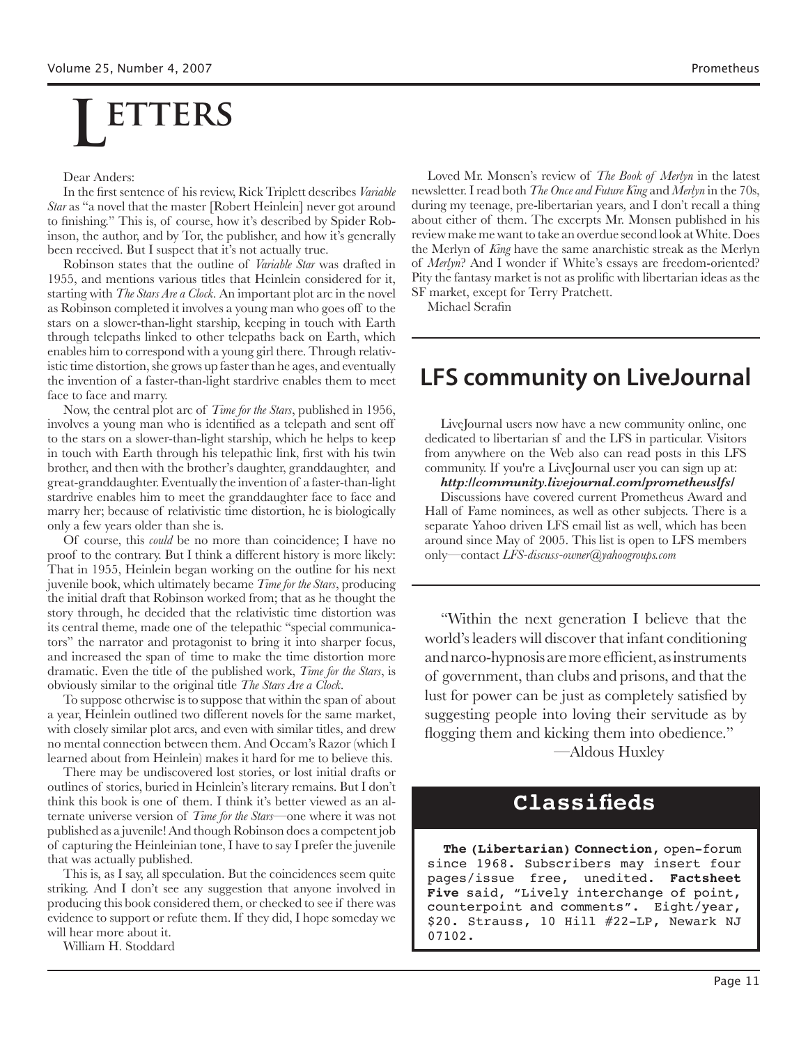# LETTERS

Dear Anders:

In the first sentence of his review, Rick Triplett describes *Variable Star* as "a novel that the master [Robert Heinlein] never got around to finishing." This is, of course, how it's described by Spider Robinson, the author, and by Tor, the publisher, and how it's generally been received. But I suspect that it's not actually true.

Robinson states that the outline of *Variable Star* was drafted in 1955, and mentions various titles that Heinlein considered for it, starting with *The Stars Are a Clock*. An important plot arc in the novel as Robinson completed it involves a young man who goes off to the stars on a slower-than-light starship, keeping in touch with Earth through telepaths linked to other telepaths back on Earth, which enables him to correspond with a young girl there. Through relativistic time distortion, she grows up faster than he ages, and eventually the invention of a faster-than-light stardrive enables them to meet face to face and marry.

Now, the central plot arc of *Time for the Stars*, published in 1956, involves a young man who is identified as a telepath and sent off to the stars on a slower-than-light starship, which he helps to keep in touch with Earth through his telepathic link, first with his twin brother, and then with the brother's daughter, granddaughter, and great-granddaughter. Eventually the invention of a faster-than-light stardrive enables him to meet the granddaughter face to face and marry her; because of relativistic time distortion, he is biologically only a few years older than she is.

Of course, this *could* be no more than coincidence; I have no proof to the contrary. But I think a different history is more likely: That in 1955, Heinlein began working on the outline for his next juvenile book, which ultimately became *Time for the Stars*, producing the initial draft that Robinson worked from; that as he thought the story through, he decided that the relativistic time distortion was its central theme, made one of the telepathic "special communicators" the narrator and protagonist to bring it into sharper focus, and increased the span of time to make the time distortion more dramatic. Even the title of the published work, *Time for the Stars*, is obviously similar to the original title *The Stars Are a Clock*.

To suppose otherwise is to suppose that within the span of about a year, Heinlein outlined two different novels for the same market, with closely similar plot arcs, and even with similar titles, and drew no mental connection between them. And Occam's Razor (which I learned about from Heinlein) makes it hard for me to believe this.

There may be undiscovered lost stories, or lost initial drafts or outlines of stories, buried in Heinlein's literary remains. But I don't think this book is one of them. I think it's better viewed as an alternate universe version of *Time for the Stars*—one where it was not published as a juvenile! And though Robinson does a competent job of capturing the Heinleinian tone, I have to say I prefer the juvenile that was actually published.

This is, as I say, all speculation. But the coincidences seem quite striking. And I don't see any suggestion that anyone involved in producing this book considered them, or checked to see if there was evidence to support or refute them. If they did, I hope someday we will hear more about it.

William H. Stoddard

Loved Mr. Monsen's review of *The Book of Merlyn* in the latest newsletter. I read both *The Once and Future King* and *Merlyn* in the 70s, during my teenage, pre-libertarian years, and I don't recall a thing about either of them. The excerpts Mr. Monsen published in his review make me want to take an overdue second look at White. Does the Merlyn of *King* have the same anarchistic streak as the Merlyn of *Merlyn*? And I wonder if White's essays are freedom-oriented? Pity the fantasy market is not as prolific with libertarian ideas as the SF market, except for Terry Pratchett.

Michael Serafin

## LFS community on LiveJournal

LiveJournal users now have a new community online, one dedicated to libertarian sf and the LFS in particular. Visitors from anywhere on the Web also can read posts in this LFS community. If you're a LiveJournal user you can sign up at:

***http://community.livejournal.com/prometheuslfs/***

Discussions have covered current Prometheus Award and Hall of Fame nominees, as well as other subjects. There is a separate Yahoo driven LFS email list as well, which has been around since May of 2005. This list is open to LFS members only—contact *LFS-discuss-owner@yahoogroups.com*

"Within the next generation I believe that the world's leaders will discover that infant conditioning and narco-hypnosis are more efficient, as instruments of government, than clubs and prisons, and that the lust for power can be just as completely satisfied by suggesting people into loving their servitude as by flogging them and kicking them into obedience."

—Aldous Huxley

## Classifieds

**The (Libertarian) Connection,** open-forum since 1968. Subscribers may insert four pages/issue free, unedited. **Factsheet Five** said, "Lively interchange of point, counterpoint and comments". Eight/year, $20. Strauss, 10 Hill #22-LP, Newark NJ 07102.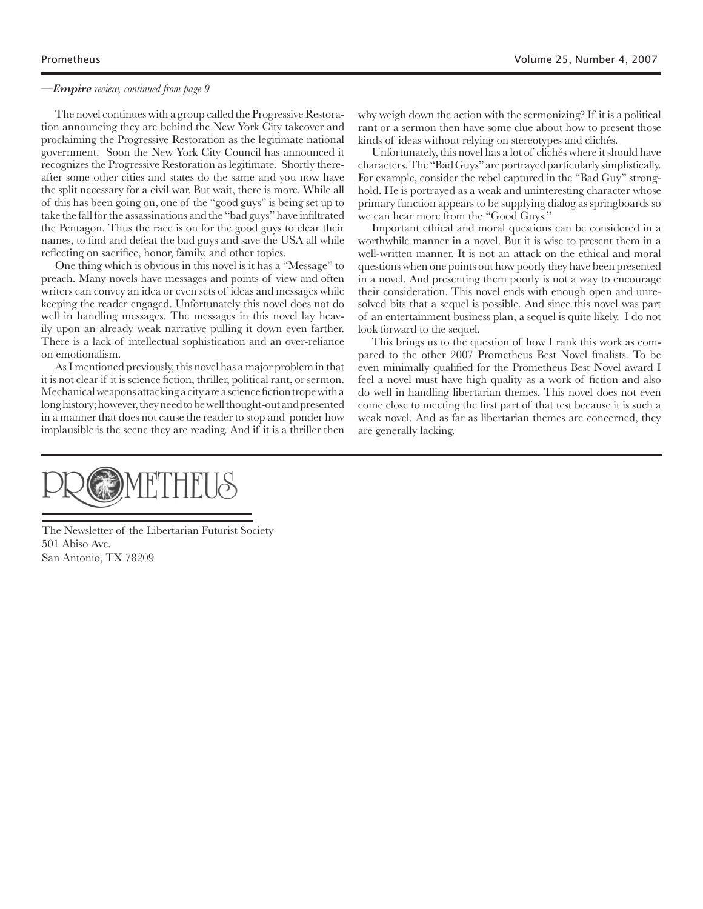—***Empire*** *review, continued from page 9*

The novel continues with a group called the Progressive Restoration announcing they are behind the New York City takeover and proclaiming the Progressive Restoration as the legitimate national government. Soon the New York City Council has announced it recognizes the Progressive Restoration as legitimate. Shortly thereafter some other cities and states do the same and you now have the split necessary for a civil war. But wait, there is more. While all of this has been going on, one of the "good guys" is being set up to take the fall for the assassinations and the "bad guys" have infiltrated the Pentagon. Thus the race is on for the good guys to clear their names, to find and defeat the bad guys and save the USA all while reflecting on sacrifice, honor, family, and other topics.

One thing which is obvious in this novel is it has a "Message" to preach. Many novels have messages and points of view and often writers can convey an idea or even sets of ideas and messages while keeping the reader engaged. Unfortunately this novel does not do well in handling messages. The messages in this novel lay heavily upon an already weak narrative pulling it down even farther. There is a lack of intellectual sophistication and an over-reliance on emotionalism.

As I mentioned previously, this novel has a major problem in that it is not clear if it is science fiction, thriller, political rant, or sermon. Mechanical weapons attacking a city are a science fiction trope with a long history; however, they need to be well thought-out and presented in a manner that does not cause the reader to stop and ponder how implausible is the scene they are reading. And if it is a thriller then why weigh down the action with the sermonizing? If it is a political rant or a sermon then have some clue about how to present those kinds of ideas without relying on stereotypes and clichés.

Unfortunately, this novel has a lot of clichés where it should have characters. The "Bad Guys" are portrayed particularly simplistically. For example, consider the rebel captured in the "Bad Guy" stronghold. He is portrayed as a weak and uninteresting character whose primary function appears to be supplying dialog as springboards so we can hear more from the "Good Guys."

Important ethical and moral questions can be considered in a worthwhile manner in a novel. But it is wise to present them in a well-written manner. It is not an attack on the ethical and moral questions when one points out how poorly they have been presented in a novel. And presenting them poorly is not a way to encourage their consideration. This novel ends with enough open and unresolved bits that a sequel is possible. And since this novel was part of an entertainment business plan, a sequel is quite likely. I do not look forward to the sequel.

This brings us to the question of how I rank this work as compared to the other 2007 Prometheus Best Novel finalists. To be even minimally qualified for the Prometheus Best Novel award I feel a novel must have high quality as a work of fiction and also do well in handling libertarian themes. This novel does not even come close to meeting the first part of that test because it is such a weak novel. And as far as libertarian themes are concerned, they are generally lacking.

PROMETHEUS

The Newsletter of the Libertarian Futurist Society
501 Abiso Ave.
San Antonio, TX 78209